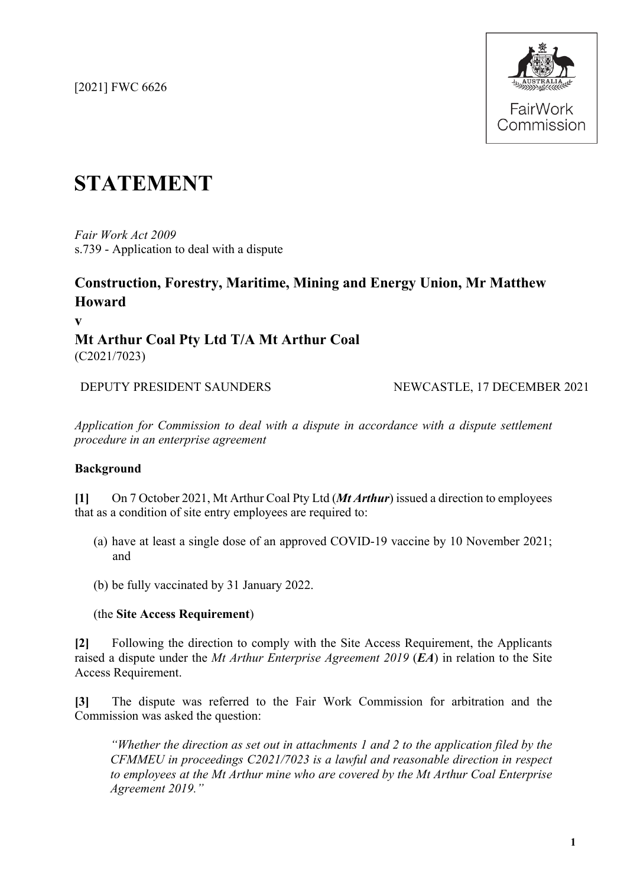[2021] FWC 6626

FairWork Commission

# STATEMENT

*Fair Work Act 2009*
s.739 - Application to deal with a dispute

## Construction, Forestry, Maritime, Mining and Energy Union, Mr Matthew Howard

**v**

## Mt Arthur Coal Pty Ltd T/A Mt Arthur Coal

(C2021/7023)

DEPUTY PRESIDENT SAUNDERS — NEWCASTLE, 17 DECEMBER 2021

*Application for Commission to deal with a dispute in accordance with a dispute settlement procedure in an enterprise agreement*

### Background

**[1]** On 7 October 2021, Mt Arthur Coal Pty Ltd (***Mt Arthur***) issued a direction to employees that as a condition of site entry employees are required to:

(a) have at least a single dose of an approved COVID-19 vaccine by 10 November 2021; and

(b) be fully vaccinated by 31 January 2022.

(the **Site Access Requirement**)

**[2]** Following the direction to comply with the Site Access Requirement, the Applicants raised a dispute under the *Mt Arthur Enterprise Agreement 2019* (***EA***) in relation to the Site Access Requirement.

**[3]** The dispute was referred to the Fair Work Commission for arbitration and the Commission was asked the question:

> *"Whether the direction as set out in attachments 1 and 2 to the application filed by the CFMMEU in proceedings C2021/7023 is a lawful and reasonable direction in respect to employees at the Mt Arthur mine who are covered by the Mt Arthur Coal Enterprise Agreement 2019."*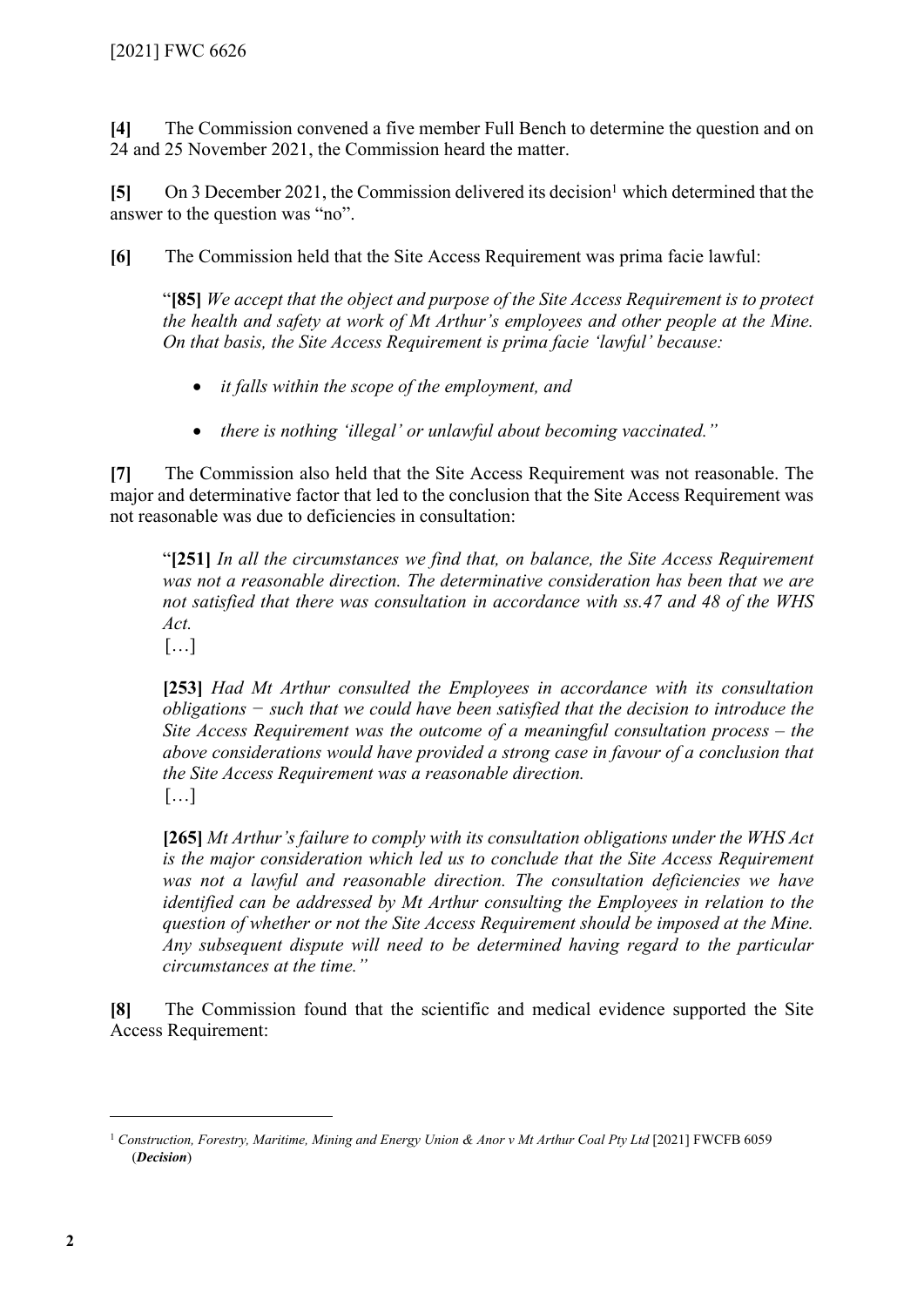**[4]** The Commission convened a five member Full Bench to determine the question and on 24 and 25 November 2021, the Commission heard the matter.

**[5]** On 3 December 2021, the Commission delivered its decision[1] which determined that the answer to the question was "no".

**[6]** The Commission held that the Site Access Requirement was prima facie lawful:

> "**[85]** *We accept that the object and purpose of the Site Access Requirement is to protect the health and safety at work of Mt Arthur's employees and other people at the Mine. On that basis, the Site Access Requirement is prima facie 'lawful' because:*
>
> - *it falls within the scope of the employment, and*
> - *there is nothing 'illegal' or unlawful about becoming vaccinated."*

**[7]** The Commission also held that the Site Access Requirement was not reasonable. The major and determinative factor that led to the conclusion that the Site Access Requirement was not reasonable was due to deficiencies in consultation:

> "**[251]** *In all the circumstances we find that, on balance, the Site Access Requirement was not a reasonable direction. The determinative consideration has been that we are not satisfied that there was consultation in accordance with ss.47 and 48 of the WHS Act.*
>
> […]
>
> **[253]** *Had Mt Arthur consulted the Employees in accordance with its consultation obligations − such that we could have been satisfied that the decision to introduce the Site Access Requirement was the outcome of a meaningful consultation process – the above considerations would have provided a strong case in favour of a conclusion that the Site Access Requirement was a reasonable direction.*
>
> […]
>
> **[265]** *Mt Arthur's failure to comply with its consultation obligations under the WHS Act is the major consideration which led us to conclude that the Site Access Requirement was not a lawful and reasonable direction. The consultation deficiencies we have identified can be addressed by Mt Arthur consulting the Employees in relation to the question of whether or not the Site Access Requirement should be imposed at the Mine. Any subsequent dispute will need to be determined having regard to the particular circumstances at the time."*

**[8]** The Commission found that the scientific and medical evidence supported the Site Access Requirement:

---

[1] *Construction, Forestry, Maritime, Mining and Energy Union & Anor v Mt Arthur Coal Pty Ltd* [2021] FWCFB 6059 (***Decision***)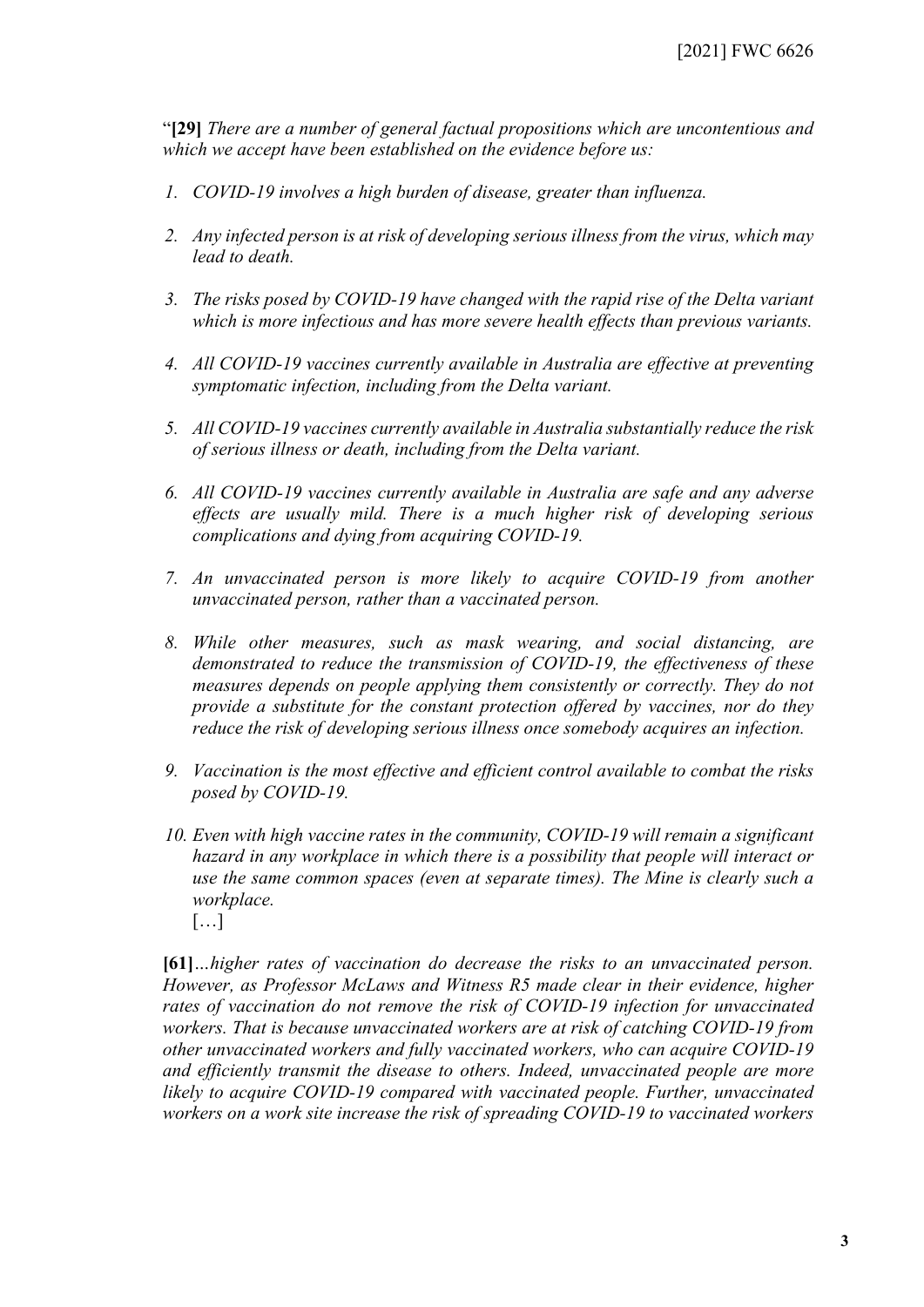"**[29]** *There are a number of general factual propositions which are uncontentious and which we accept have been established on the evidence before us:*

1. *COVID-19 involves a high burden of disease, greater than influenza.*

2. *Any infected person is at risk of developing serious illness from the virus, which may lead to death.*

3. *The risks posed by COVID-19 have changed with the rapid rise of the Delta variant which is more infectious and has more severe health effects than previous variants.*

4. *All COVID-19 vaccines currently available in Australia are effective at preventing symptomatic infection, including from the Delta variant.*

5. *All COVID-19 vaccines currently available in Australia substantially reduce the risk of serious illness or death, including from the Delta variant.*

6. *All COVID-19 vaccines currently available in Australia are safe and any adverse effects are usually mild. There is a much higher risk of developing serious complications and dying from acquiring COVID-19.*

7. *An unvaccinated person is more likely to acquire COVID-19 from another unvaccinated person, rather than a vaccinated person.*

8. *While other measures, such as mask wearing, and social distancing, are demonstrated to reduce the transmission of COVID-19, the effectiveness of these measures depends on people applying them consistently or correctly. They do not provide a substitute for the constant protection offered by vaccines, nor do they reduce the risk of developing serious illness once somebody acquires an infection.*

9. *Vaccination is the most effective and efficient control available to combat the risks posed by COVID-19.*

10. *Even with high vaccine rates in the community, COVID-19 will remain a significant hazard in any workplace in which there is a possibility that people will interact or use the same common spaces (even at separate times). The Mine is clearly such a workplace.*

[…]

**[61]** *…higher rates of vaccination do decrease the risks to an unvaccinated person. However, as Professor McLaws and Witness R5 made clear in their evidence, higher rates of vaccination do not remove the risk of COVID-19 infection for unvaccinated workers. That is because unvaccinated workers are at risk of catching COVID-19 from other unvaccinated workers and fully vaccinated workers, who can acquire COVID-19 and efficiently transmit the disease to others. Indeed, unvaccinated people are more likely to acquire COVID-19 compared with vaccinated people. Further, unvaccinated workers on a work site increase the risk of spreading COVID-19 to vaccinated workers*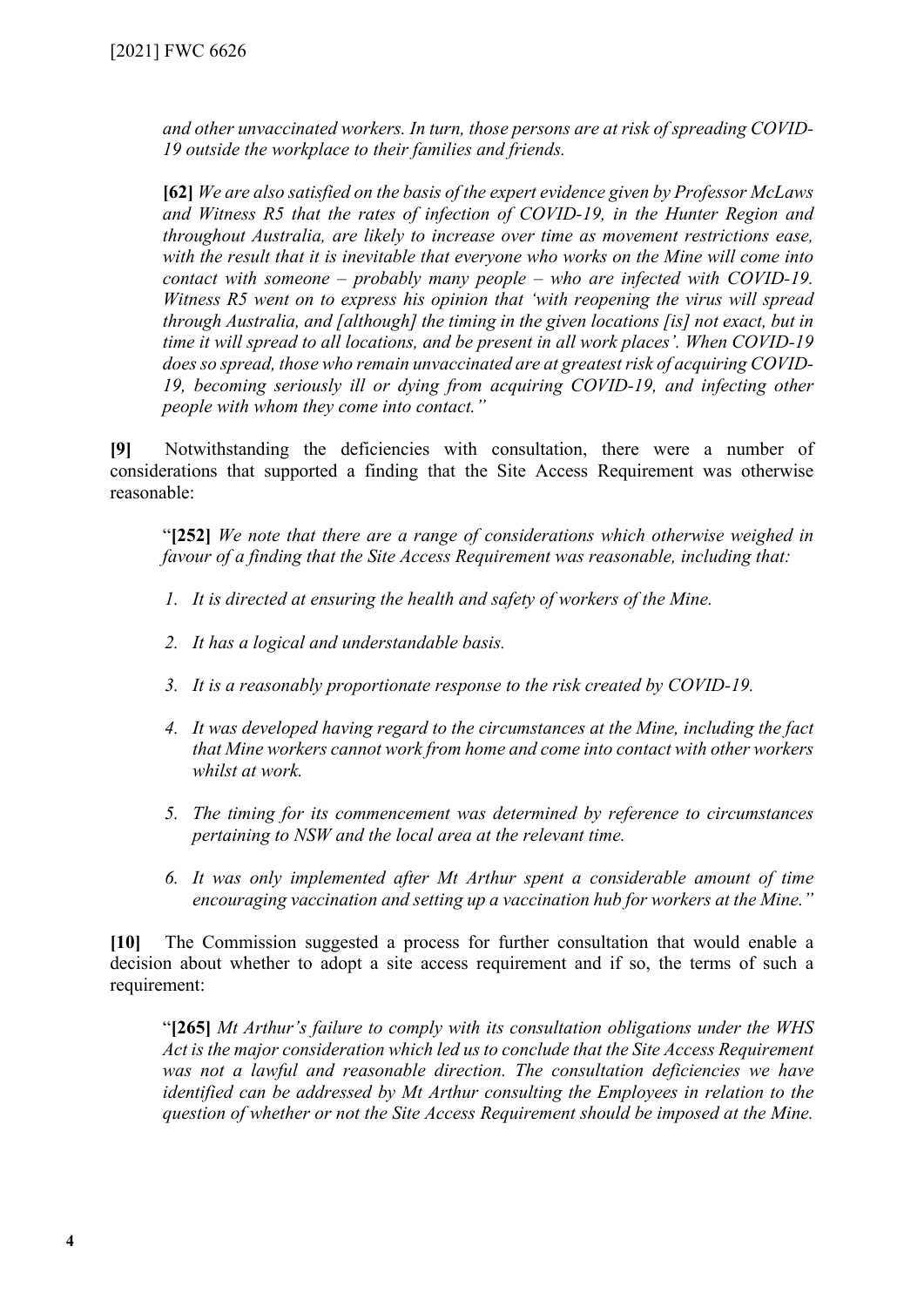*and other unvaccinated workers. In turn, those persons are at risk of spreading COVID-19 outside the workplace to their families and friends.*

**[62]** *We are also satisfied on the basis of the expert evidence given by Professor McLaws and Witness R5 that the rates of infection of COVID-19, in the Hunter Region and throughout Australia, are likely to increase over time as movement restrictions ease, with the result that it is inevitable that everyone who works on the Mine will come into contact with someone – probably many people – who are infected with COVID-19. Witness R5 went on to express his opinion that 'with reopening the virus will spread through Australia, and [although] the timing in the given locations [is] not exact, but in time it will spread to all locations, and be present in all work places'. When COVID-19 does so spread, those who remain unvaccinated are at greatest risk of acquiring COVID-19, becoming seriously ill or dying from acquiring COVID-19, and infecting other people with whom they come into contact."*

**[9]** Notwithstanding the deficiencies with consultation, there were a number of considerations that supported a finding that the Site Access Requirement was otherwise reasonable:

"**[252]** *We note that there are a range of considerations which otherwise weighed in favour of a finding that the Site Access Requirement was reasonable, including that:*

1. *It is directed at ensuring the health and safety of workers of the Mine.*
2. *It has a logical and understandable basis.*
3. *It is a reasonably proportionate response to the risk created by COVID-19.*
4. *It was developed having regard to the circumstances at the Mine, including the fact that Mine workers cannot work from home and come into contact with other workers whilst at work.*
5. *The timing for its commencement was determined by reference to circumstances pertaining to NSW and the local area at the relevant time.*
6. *It was only implemented after Mt Arthur spent a considerable amount of time encouraging vaccination and setting up a vaccination hub for workers at the Mine."*

**[10]** The Commission suggested a process for further consultation that would enable a decision about whether to adopt a site access requirement and if so, the terms of such a requirement:

"**[265]** *Mt Arthur's failure to comply with its consultation obligations under the WHS Act is the major consideration which led us to conclude that the Site Access Requirement was not a lawful and reasonable direction. The consultation deficiencies we have identified can be addressed by Mt Arthur consulting the Employees in relation to the question of whether or not the Site Access Requirement should be imposed at the Mine.*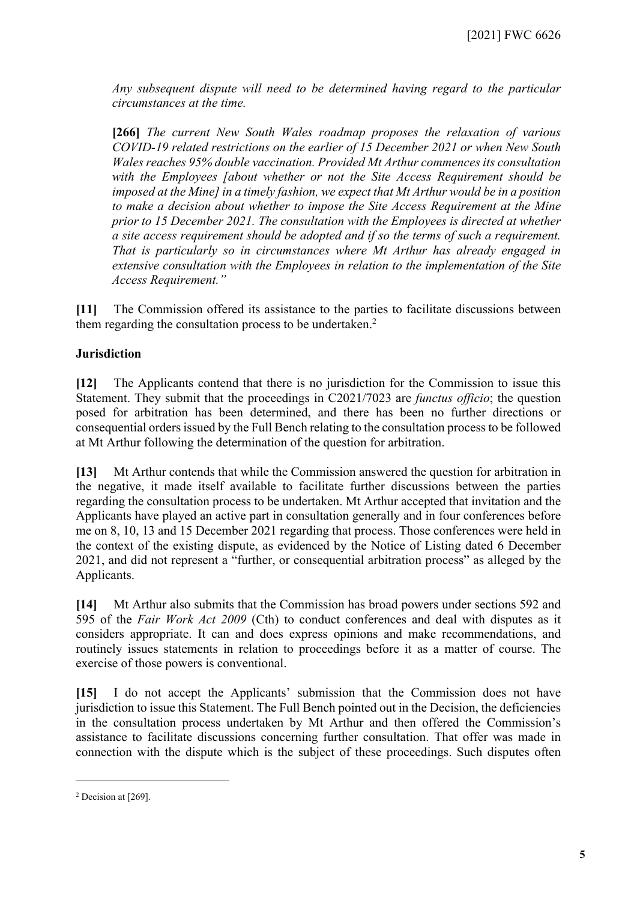*Any subsequent dispute will need to be determined having regard to the particular circumstances at the time.*

***[266]** The current New South Wales roadmap proposes the relaxation of various COVID-19 related restrictions on the earlier of 15 December 2021 or when New South Wales reaches 95% double vaccination. Provided Mt Arthur commences its consultation with the Employees [about whether or not the Site Access Requirement should be imposed at the Mine] in a timely fashion, we expect that Mt Arthur would be in a position to make a decision about whether to impose the Site Access Requirement at the Mine prior to 15 December 2021. The consultation with the Employees is directed at whether a site access requirement should be adopted and if so the terms of such a requirement. That is particularly so in circumstances where Mt Arthur has already engaged in extensive consultation with the Employees in relation to the implementation of the Site Access Requirement."*

**[11]** The Commission offered its assistance to the parties to facilitate discussions between them regarding the consultation process to be undertaken.[2]

**Jurisdiction**

**[12]** The Applicants contend that there is no jurisdiction for the Commission to issue this Statement. They submit that the proceedings in C2021/7023 are *functus officio*; the question posed for arbitration has been determined, and there has been no further directions or consequential orders issued by the Full Bench relating to the consultation process to be followed at Mt Arthur following the determination of the question for arbitration.

**[13]** Mt Arthur contends that while the Commission answered the question for arbitration in the negative, it made itself available to facilitate further discussions between the parties regarding the consultation process to be undertaken. Mt Arthur accepted that invitation and the Applicants have played an active part in consultation generally and in four conferences before me on 8, 10, 13 and 15 December 2021 regarding that process. Those conferences were held in the context of the existing dispute, as evidenced by the Notice of Listing dated 6 December 2021, and did not represent a "further, or consequential arbitration process" as alleged by the Applicants.

**[14]** Mt Arthur also submits that the Commission has broad powers under sections 592 and 595 of the *Fair Work Act 2009* (Cth) to conduct conferences and deal with disputes as it considers appropriate. It can and does express opinions and make recommendations, and routinely issues statements in relation to proceedings before it as a matter of course. The exercise of those powers is conventional.

**[15]** I do not accept the Applicants' submission that the Commission does not have jurisdiction to issue this Statement. The Full Bench pointed out in the Decision, the deficiencies in the consultation process undertaken by Mt Arthur and then offered the Commission's assistance to facilitate discussions concerning further consultation. That offer was made in connection with the dispute which is the subject of these proceedings. Such disputes often

---

[2] Decision at [269].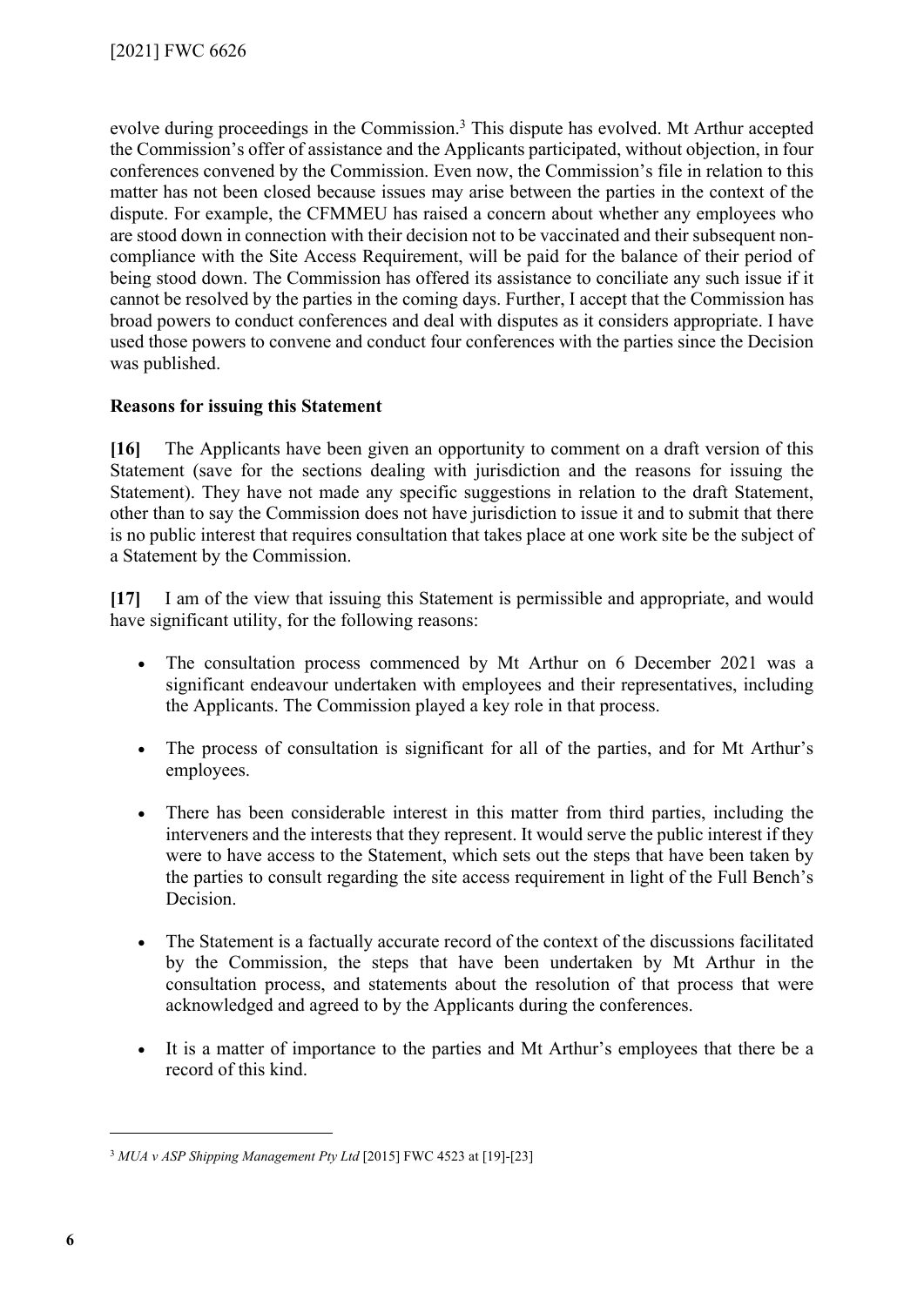evolve during proceedings in the Commission.[3] This dispute has evolved. Mt Arthur accepted the Commission's offer of assistance and the Applicants participated, without objection, in four conferences convened by the Commission. Even now, the Commission's file in relation to this matter has not been closed because issues may arise between the parties in the context of the dispute. For example, the CFMMEU has raised a concern about whether any employees who are stood down in connection with their decision not to be vaccinated and their subsequent non-compliance with the Site Access Requirement, will be paid for the balance of their period of being stood down. The Commission has offered its assistance to conciliate any such issue if it cannot be resolved by the parties in the coming days. Further, I accept that the Commission has broad powers to conduct conferences and deal with disputes as it considers appropriate. I have used those powers to convene and conduct four conferences with the parties since the Decision was published.

**Reasons for issuing this Statement**

**[16]** The Applicants have been given an opportunity to comment on a draft version of this Statement (save for the sections dealing with jurisdiction and the reasons for issuing the Statement). They have not made any specific suggestions in relation to the draft Statement, other than to say the Commission does not have jurisdiction to issue it and to submit that there is no public interest that requires consultation that takes place at one work site be the subject of a Statement by the Commission.

**[17]** I am of the view that issuing this Statement is permissible and appropriate, and would have significant utility, for the following reasons:

- The consultation process commenced by Mt Arthur on 6 December 2021 was a significant endeavour undertaken with employees and their representatives, including the Applicants. The Commission played a key role in that process.
- The process of consultation is significant for all of the parties, and for Mt Arthur's employees.
- There has been considerable interest in this matter from third parties, including the interveners and the interests that they represent. It would serve the public interest if they were to have access to the Statement, which sets out the steps that have been taken by the parties to consult regarding the site access requirement in light of the Full Bench's Decision.
- The Statement is a factually accurate record of the context of the discussions facilitated by the Commission, the steps that have been undertaken by Mt Arthur in the consultation process, and statements about the resolution of that process that were acknowledged and agreed to by the Applicants during the conferences.
- It is a matter of importance to the parties and Mt Arthur's employees that there be a record of this kind.

---

[3] *MUA v ASP Shipping Management Pty Ltd* [2015] FWC 4523 at [19]-[23]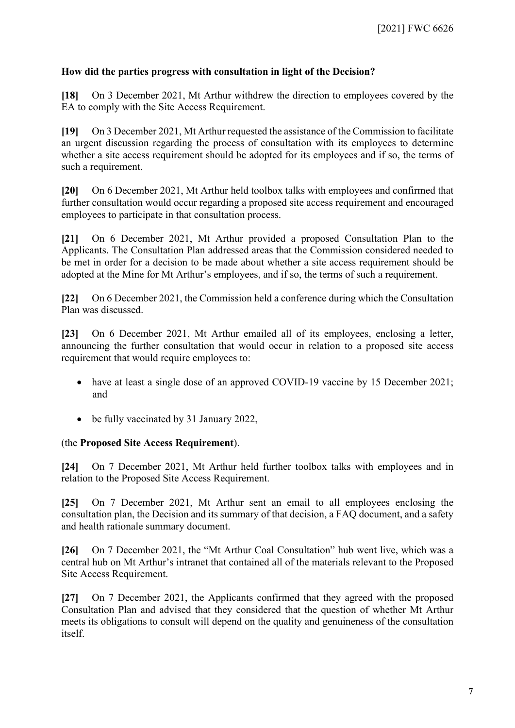**How did the parties progress with consultation in light of the Decision?**

**[18]** On 3 December 2021, Mt Arthur withdrew the direction to employees covered by the EA to comply with the Site Access Requirement.

**[19]** On 3 December 2021, Mt Arthur requested the assistance of the Commission to facilitate an urgent discussion regarding the process of consultation with its employees to determine whether a site access requirement should be adopted for its employees and if so, the terms of such a requirement.

**[20]** On 6 December 2021, Mt Arthur held toolbox talks with employees and confirmed that further consultation would occur regarding a proposed site access requirement and encouraged employees to participate in that consultation process.

**[21]** On 6 December 2021, Mt Arthur provided a proposed Consultation Plan to the Applicants. The Consultation Plan addressed areas that the Commission considered needed to be met in order for a decision to be made about whether a site access requirement should be adopted at the Mine for Mt Arthur's employees, and if so, the terms of such a requirement.

**[22]** On 6 December 2021, the Commission held a conference during which the Consultation Plan was discussed.

**[23]** On 6 December 2021, Mt Arthur emailed all of its employees, enclosing a letter, announcing the further consultation that would occur in relation to a proposed site access requirement that would require employees to:

- have at least a single dose of an approved COVID-19 vaccine by 15 December 2021; and
- be fully vaccinated by 31 January 2022,

(the **Proposed Site Access Requirement**).

**[24]** On 7 December 2021, Mt Arthur held further toolbox talks with employees and in relation to the Proposed Site Access Requirement.

**[25]** On 7 December 2021, Mt Arthur sent an email to all employees enclosing the consultation plan, the Decision and its summary of that decision, a FAQ document, and a safety and health rationale summary document.

**[26]** On 7 December 2021, the "Mt Arthur Coal Consultation" hub went live, which was a central hub on Mt Arthur's intranet that contained all of the materials relevant to the Proposed Site Access Requirement.

**[27]** On 7 December 2021, the Applicants confirmed that they agreed with the proposed Consultation Plan and advised that they considered that the question of whether Mt Arthur meets its obligations to consult will depend on the quality and genuineness of the consultation itself.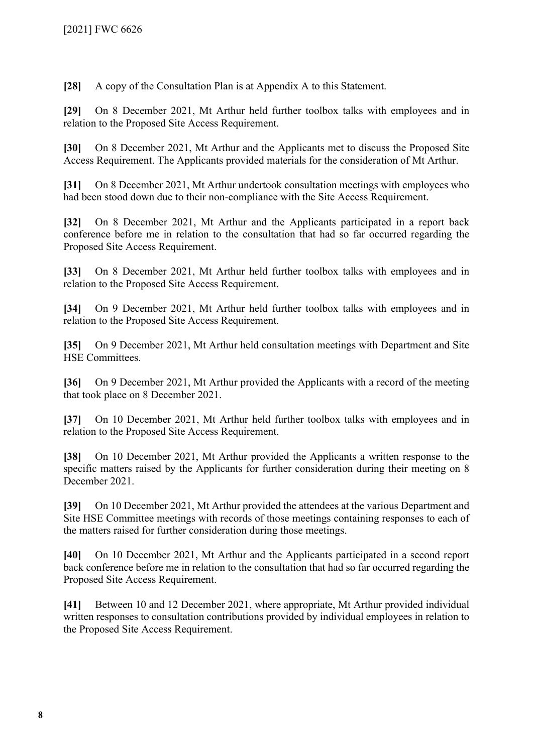**[28]** A copy of the Consultation Plan is at Appendix A to this Statement.

**[29]** On 8 December 2021, Mt Arthur held further toolbox talks with employees and in relation to the Proposed Site Access Requirement.

**[30]** On 8 December 2021, Mt Arthur and the Applicants met to discuss the Proposed Site Access Requirement. The Applicants provided materials for the consideration of Mt Arthur.

**[31]** On 8 December 2021, Mt Arthur undertook consultation meetings with employees who had been stood down due to their non-compliance with the Site Access Requirement.

**[32]** On 8 December 2021, Mt Arthur and the Applicants participated in a report back conference before me in relation to the consultation that had so far occurred regarding the Proposed Site Access Requirement.

**[33]** On 8 December 2021, Mt Arthur held further toolbox talks with employees and in relation to the Proposed Site Access Requirement.

**[34]** On 9 December 2021, Mt Arthur held further toolbox talks with employees and in relation to the Proposed Site Access Requirement.

**[35]** On 9 December 2021, Mt Arthur held consultation meetings with Department and Site HSE Committees.

**[36]** On 9 December 2021, Mt Arthur provided the Applicants with a record of the meeting that took place on 8 December 2021.

**[37]** On 10 December 2021, Mt Arthur held further toolbox talks with employees and in relation to the Proposed Site Access Requirement.

**[38]** On 10 December 2021, Mt Arthur provided the Applicants a written response to the specific matters raised by the Applicants for further consideration during their meeting on 8 December 2021.

**[39]** On 10 December 2021, Mt Arthur provided the attendees at the various Department and Site HSE Committee meetings with records of those meetings containing responses to each of the matters raised for further consideration during those meetings.

**[40]** On 10 December 2021, Mt Arthur and the Applicants participated in a second report back conference before me in relation to the consultation that had so far occurred regarding the Proposed Site Access Requirement.

**[41]** Between 10 and 12 December 2021, where appropriate, Mt Arthur provided individual written responses to consultation contributions provided by individual employees in relation to the Proposed Site Access Requirement.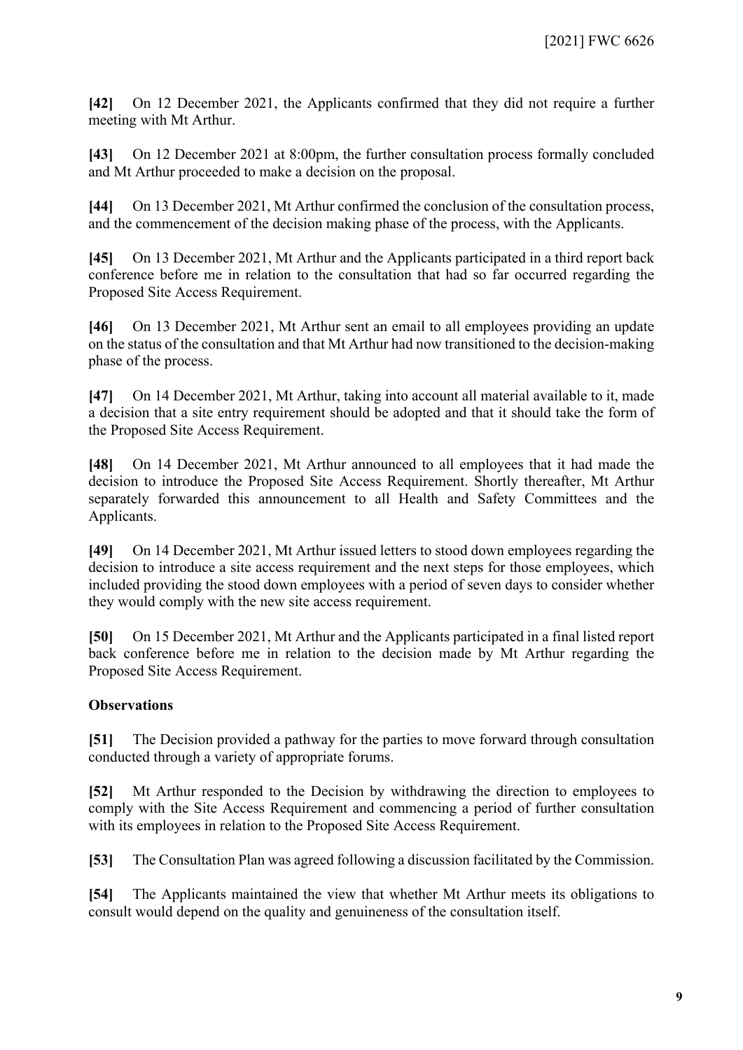**[42]** On 12 December 2021, the Applicants confirmed that they did not require a further meeting with Mt Arthur.

**[43]** On 12 December 2021 at 8:00pm, the further consultation process formally concluded and Mt Arthur proceeded to make a decision on the proposal.

**[44]** On 13 December 2021, Mt Arthur confirmed the conclusion of the consultation process, and the commencement of the decision making phase of the process, with the Applicants.

**[45]** On 13 December 2021, Mt Arthur and the Applicants participated in a third report back conference before me in relation to the consultation that had so far occurred regarding the Proposed Site Access Requirement.

**[46]** On 13 December 2021, Mt Arthur sent an email to all employees providing an update on the status of the consultation and that Mt Arthur had now transitioned to the decision-making phase of the process.

**[47]** On 14 December 2021, Mt Arthur, taking into account all material available to it, made a decision that a site entry requirement should be adopted and that it should take the form of the Proposed Site Access Requirement.

**[48]** On 14 December 2021, Mt Arthur announced to all employees that it had made the decision to introduce the Proposed Site Access Requirement. Shortly thereafter, Mt Arthur separately forwarded this announcement to all Health and Safety Committees and the Applicants.

**[49]** On 14 December 2021, Mt Arthur issued letters to stood down employees regarding the decision to introduce a site access requirement and the next steps for those employees, which included providing the stood down employees with a period of seven days to consider whether they would comply with the new site access requirement.

**[50]** On 15 December 2021, Mt Arthur and the Applicants participated in a final listed report back conference before me in relation to the decision made by Mt Arthur regarding the Proposed Site Access Requirement.

**Observations**

**[51]** The Decision provided a pathway for the parties to move forward through consultation conducted through a variety of appropriate forums.

**[52]** Mt Arthur responded to the Decision by withdrawing the direction to employees to comply with the Site Access Requirement and commencing a period of further consultation with its employees in relation to the Proposed Site Access Requirement.

**[53]** The Consultation Plan was agreed following a discussion facilitated by the Commission.

**[54]** The Applicants maintained the view that whether Mt Arthur meets its obligations to consult would depend on the quality and genuineness of the consultation itself.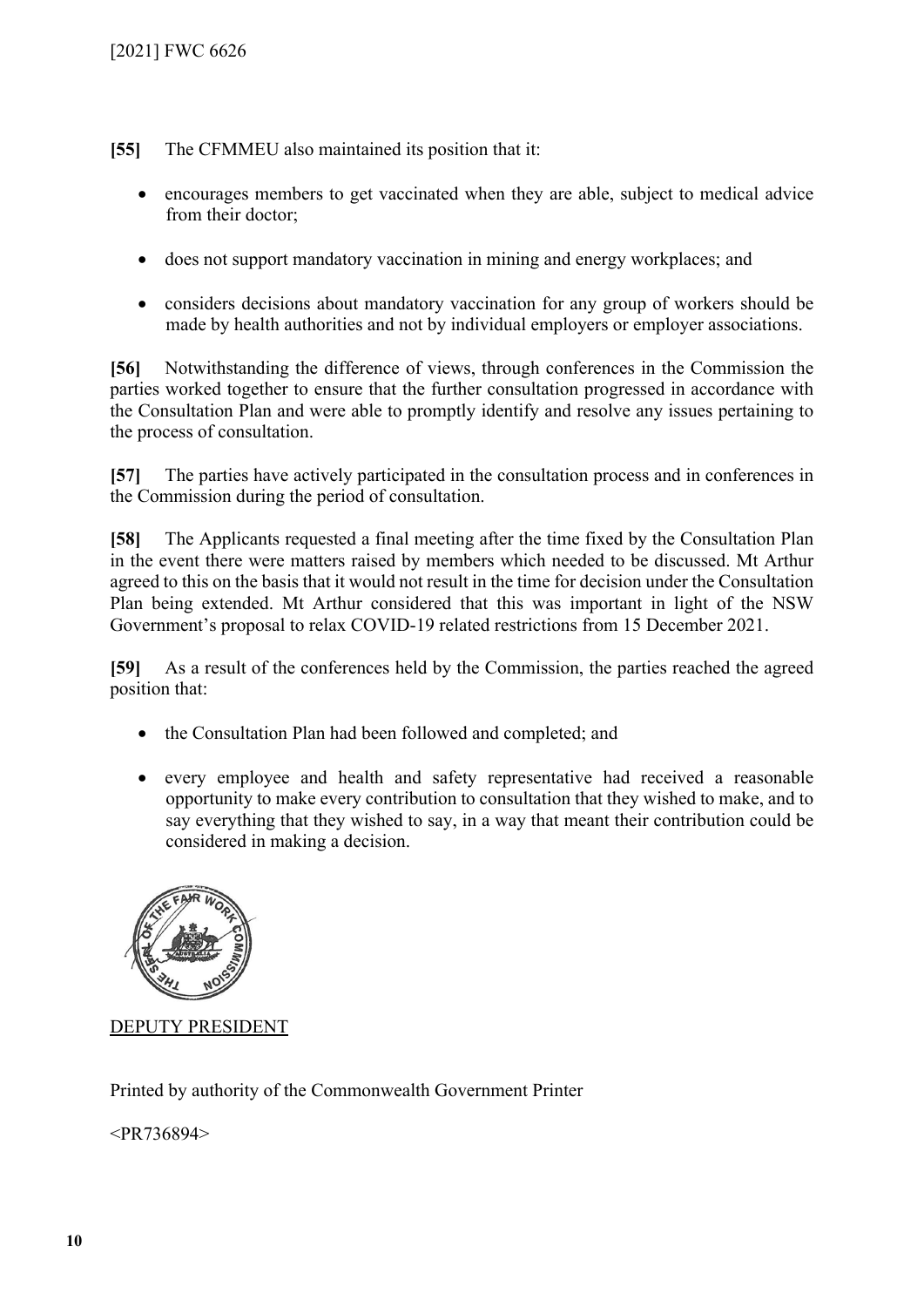**[55]** The CFMMEU also maintained its position that it:

- encourages members to get vaccinated when they are able, subject to medical advice from their doctor;
- does not support mandatory vaccination in mining and energy workplaces; and
- considers decisions about mandatory vaccination for any group of workers should be made by health authorities and not by individual employers or employer associations.

**[56]** Notwithstanding the difference of views, through conferences in the Commission the parties worked together to ensure that the further consultation progressed in accordance with the Consultation Plan and were able to promptly identify and resolve any issues pertaining to the process of consultation.

**[57]** The parties have actively participated in the consultation process and in conferences in the Commission during the period of consultation.

**[58]** The Applicants requested a final meeting after the time fixed by the Consultation Plan in the event there were matters raised by members which needed to be discussed. Mt Arthur agreed to this on the basis that it would not result in the time for decision under the Consultation Plan being extended. Mt Arthur considered that this was important in light of the NSW Government's proposal to relax COVID-19 related restrictions from 15 December 2021.

**[59]** As a result of the conferences held by the Commission, the parties reached the agreed position that:

- the Consultation Plan had been followed and completed; and
- every employee and health and safety representative had received a reasonable opportunity to make every contribution to consultation that they wished to make, and to say everything that they wished to say, in a way that meant their contribution could be considered in making a decision.

DEPUTY PRESIDENT

Printed by authority of the Commonwealth Government Printer

<PR736894>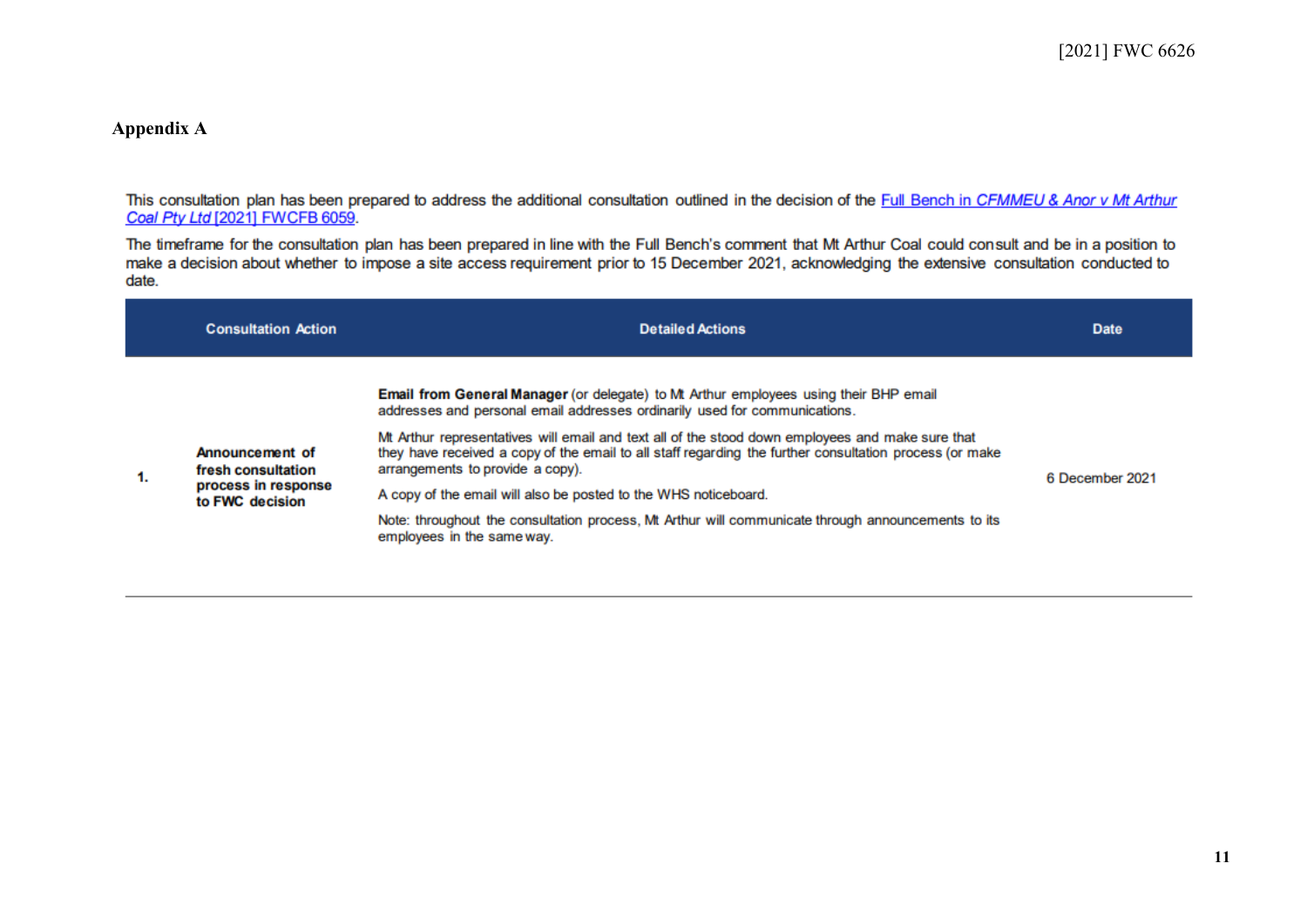## Appendix A

This consultation plan has been prepared to address the additional consultation outlined in the decision of the Full Bench in *CFMMEU & Anor v Mt Arthur Coal Pty Ltd* [2021] FWCFB 6059.

The timeframe for the consultation plan has been prepared in line with the Full Bench's comment that Mt Arthur Coal could consult and be in a position to make a decision about whether to impose a site access requirement prior to 15 December 2021, acknowledging the extensive consultation conducted to date.

| | Consultation Action | Detailed Actions | Date |
|---|---|---|---|
| 1. | **Announcement of fresh consultation process in response to FWC decision** | **Email from General Manager** (or delegate) to Mt Arthur employees using their BHP email addresses and personal email addresses ordinarily used for communications.<br><br>Mt Arthur representatives will email and text all of the stood down employees and make sure that they have received a copy of the email to all staff regarding the further consultation process (or make arrangements to provide a copy).<br><br>A copy of the email will also be posted to the WHS noticeboard.<br><br>Note: throughout the consultation process, Mt Arthur will communicate through announcements to its employees in the same way. | 6 December 2021 |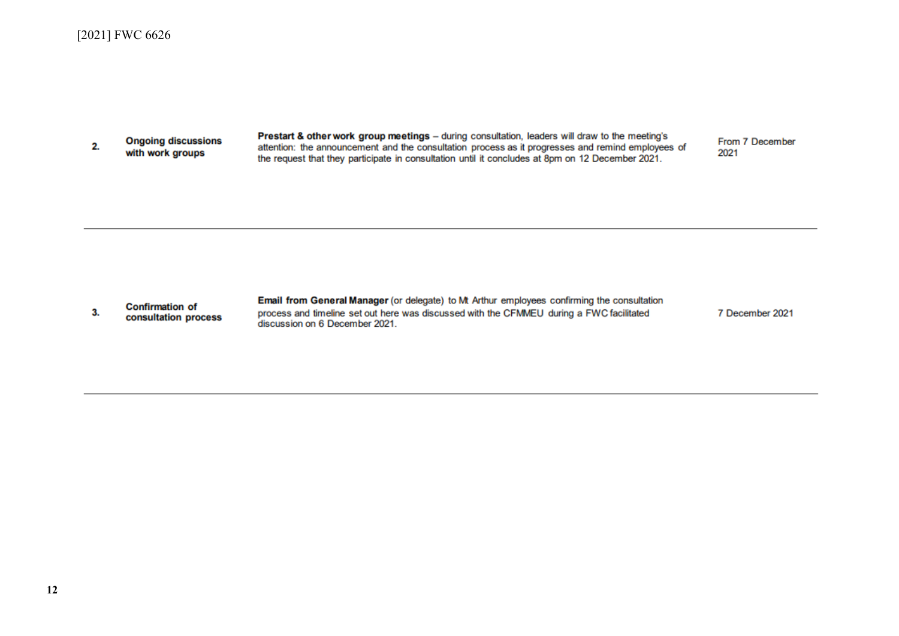| | | | |
|---|---|---|---|
| 2. | **Ongoing discussions with work groups** | **Prestart & other work group meetings** – during consultation, leaders will draw to the meeting's attention: the announcement and the consultation process as it progresses and remind employees of the request that they participate in consultation until it concludes at 8pm on 12 December 2021. | From 7 December 2021 |
| 3. | **Confirmation of consultation process** | **Email from General Manager** (or delegate) to Mt Arthur employees confirming the consultation process and timeline set out here was discussed with the CFMMEU during a FWC facilitated discussion on 6 December 2021. | 7 December 2021 |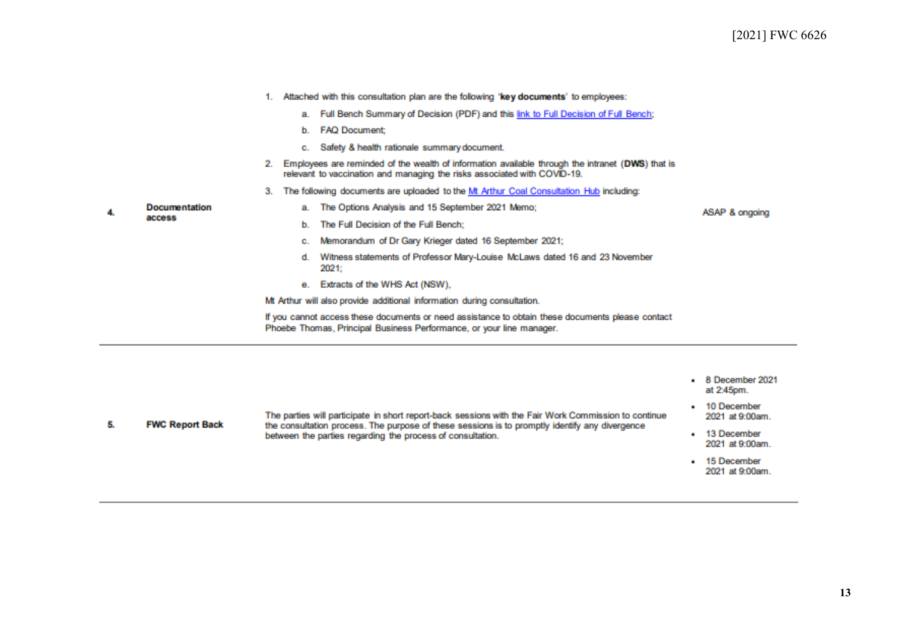| | | | |
|---|---|---|---|
| 4. | **Documentation access** | 1. Attached with this consultation plan are the following '**key documents**' to employees:<br>a. Full Bench Summary of Decision (PDF) and this link to Full Decision of Full Bench;<br>b. FAQ Document;<br>c. Safety & health rationale summary document.<br>2. Employees are reminded of the wealth of information available through the intranet (**DWS**) that is relevant to vaccination and managing the risks associated with COVID-19.<br>3. The following documents are uploaded to the Mt Arthur Coal Consultation Hub including:<br>a. The Options Analysis and 15 September 2021 Memo;<br>b. The Full Decision of the Full Bench;<br>c. Memorandum of Dr Gary Krieger dated 16 September 2021;<br>d. Witness statements of Professor Mary-Louise McLaws dated 16 and 23 November 2021;<br>e. Extracts of the WHS Act (NSW),<br>Mt Arthur will also provide additional information during consultation.<br>If you cannot access these documents or need assistance to obtain these documents please contact Phoebe Thomas, Principal Business Performance, or your line manager. | ASAP & ongoing |
| 5. | **FWC Report Back** | The parties will participate in short report-back sessions with the Fair Work Commission to continue the consultation process. The purpose of these sessions is to promptly identify any divergence between the parties regarding the process of consultation. | • 8 December 2021 at 2:45pm.<br>• 10 December 2021 at 9:00am.<br>• 13 December 2021 at 9:00am.<br>• 15 December 2021 at 9:00am. |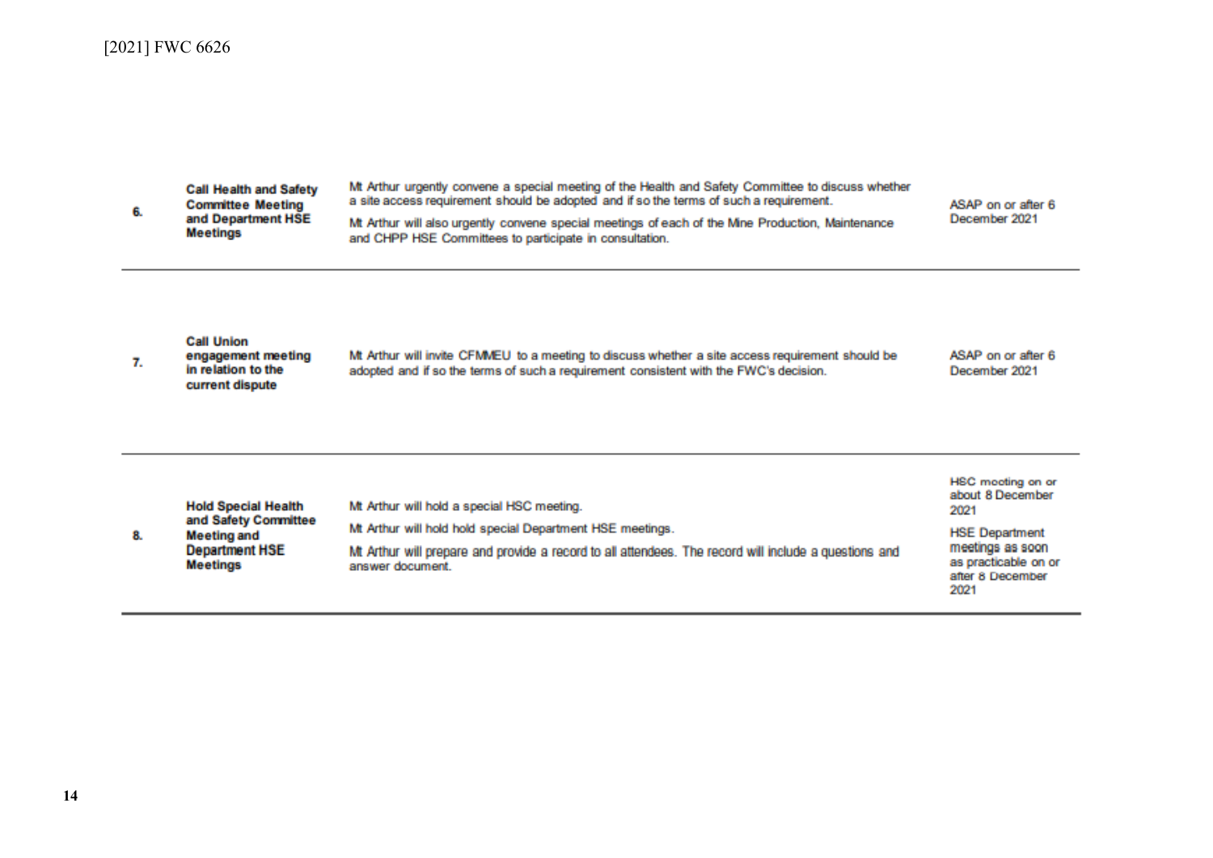| | | | |
|---|---|---|---|
| 6. | **Call Health and Safety Committee Meeting and Department HSE Meetings** | Mt Arthur urgently convene a special meeting of the Health and Safety Committee to discuss whether a site access requirement should be adopted and if so the terms of such a requirement.<br><br>Mt Arthur will also urgently convene special meetings of each of the Mine Production, Maintenance and CHPP HSE Committees to participate in consultation. | ASAP on or after 6 December 2021 |
| 7. | **Call Union engagement meeting in relation to the current dispute** | Mt Arthur will invite CFMMEU to a meeting to discuss whether a site access requirement should be adopted and if so the terms of such a requirement consistent with the FWC's decision. | ASAP on or after 6 December 2021 |
| 8. | **Hold Special Health and Safety Committee Meeting and Department HSE Meetings** | Mt Arthur will hold a special HSC meeting.<br><br>Mt Arthur will hold hold special Department HSE meetings.<br><br>Mt Arthur will prepare and provide a record to all attendees. The record will include a questions and answer document. | HSC meeting on or about 8 December 2021<br><br>HSE Department meetings as soon as practicable on or after 8 December 2021 |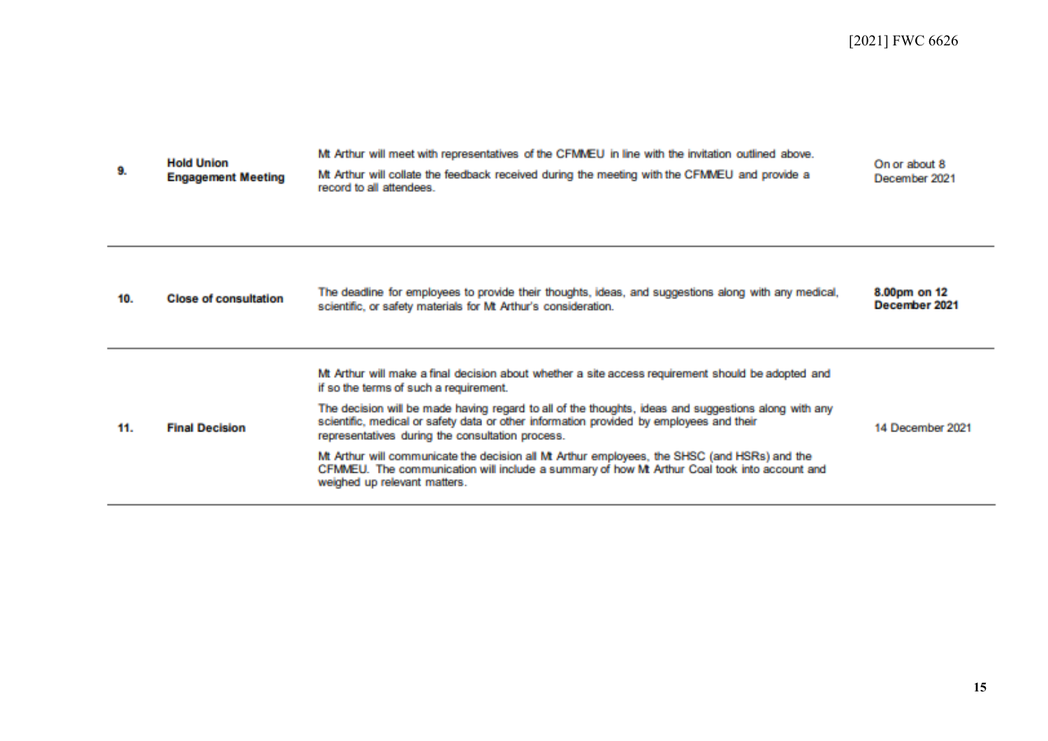| | | | |
|---|---|---|---|
| **9.** | **Hold Union Engagement Meeting** | Mt Arthur will meet with representatives of the CFMMEU in line with the invitation outlined above.<br><br>Mt Arthur will collate the feedback received during the meeting with the CFMMEU and provide a record to all attendees. | On or about 8 December 2021 |
| **10.** | **Close of consultation** | The deadline for employees to provide their thoughts, ideas, and suggestions along with any medical, scientific, or safety materials for Mt Arthur's consideration. | **8.00pm on 12 December 2021** |
| **11.** | **Final Decision** | Mt Arthur will make a final decision about whether a site access requirement should be adopted and if so the terms of such a requirement.<br><br>The decision will be made having regard to all of the thoughts, ideas and suggestions along with any scientific, medical or safety data or other information provided by employees and their representatives during the consultation process.<br><br>Mt Arthur will communicate the decision all Mt Arthur employees, the SHSC (and HSRs) and the CFMMEU. The communication will include a summary of how Mt Arthur Coal took into account and weighed up relevant matters. | 14 December 2021 |